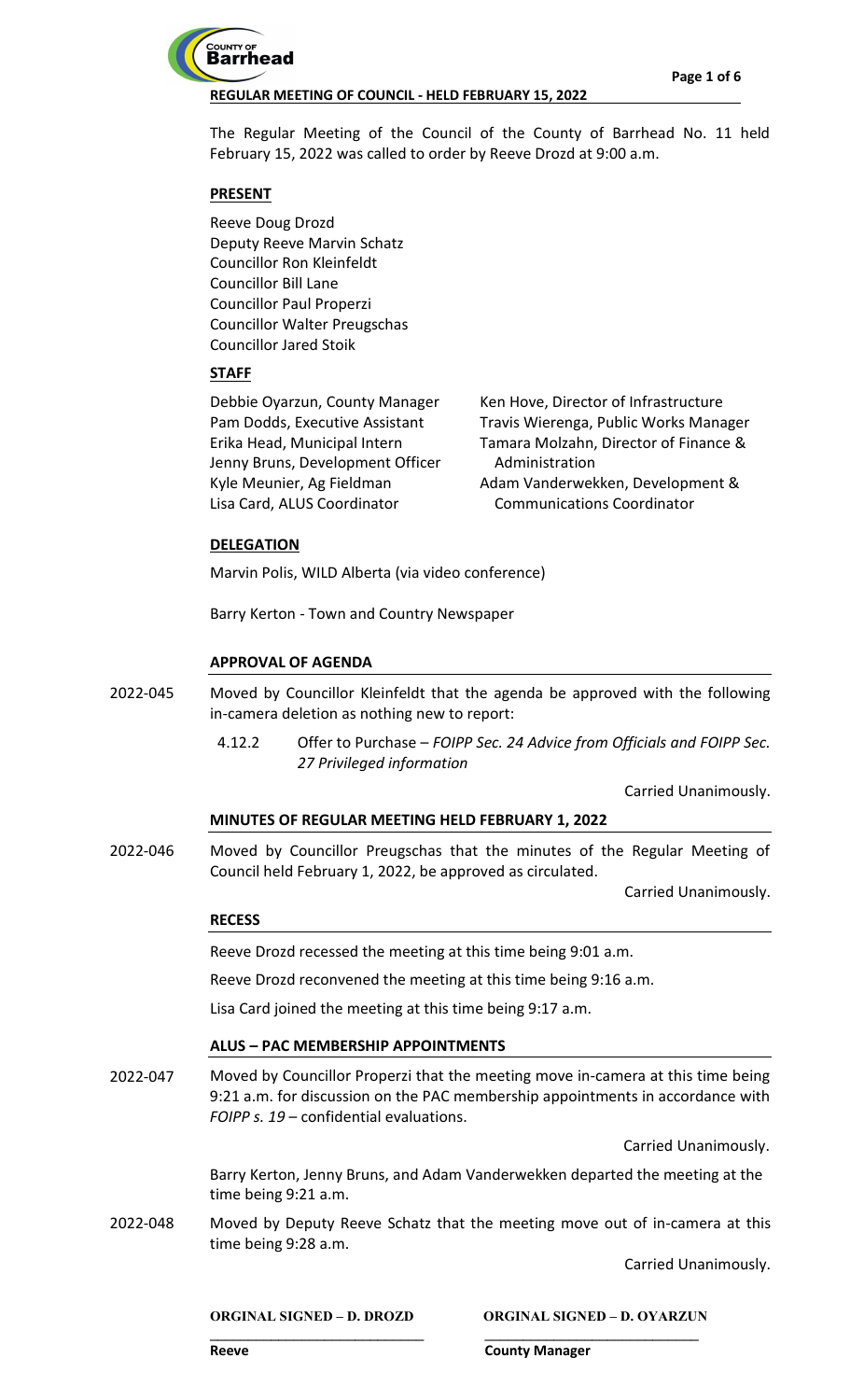**REGULAR MEETING OF COUNCIL - HELD FEBRUARY 15, 2022**

The Regular Meeting of the Council of the County of Barrhead No. 11 held February 15, 2022 was called to order by Reeve Drozd at 9:00 a.m.

**PRESENT**

Reeve Doug Drozd
Deputy Reeve Marvin Schatz
Councillor Ron Kleinfeldt
Councillor Bill Lane
Councillor Paul Properzi
Councillor Walter Preugschas
Councillor Jared Stoik

**STAFF**

Debbie Oyarzun, County Manager
Pam Dodds, Executive Assistant
Erika Head, Municipal Intern
Jenny Bruns, Development Officer
Kyle Meunier, Ag Fieldman
Lisa Card, ALUS Coordinator
Ken Hove, Director of Infrastructure
Travis Wierenga, Public Works Manager
Tamara Molzahn, Director of Finance & Administration
Adam Vanderwekken, Development & Communications Coordinator

**DELEGATION**

Marvin Polis, WILD Alberta (via video conference)

Barry Kerton - Town and Country Newspaper

**APPROVAL OF AGENDA**

2022-045 Moved by Councillor Kleinfeldt that the agenda be approved with the following in-camera deletion as nothing new to report:

4.12.2 Offer to Purchase – *FOIPP Sec. 24 Advice from Officials and FOIPP Sec. 27 Privileged information*

Carried Unanimously.

**MINUTES OF REGULAR MEETING HELD FEBRUARY 1, 2022**

2022-046 Moved by Councillor Preugschas that the minutes of the Regular Meeting of Council held February 1, 2022, be approved as circulated.

Carried Unanimously.

**RECESS**

Reeve Drozd recessed the meeting at this time being 9:01 a.m.

Reeve Drozd reconvened the meeting at this time being 9:16 a.m.

Lisa Card joined the meeting at this time being 9:17 a.m.

**ALUS – PAC MEMBERSHIP APPOINTMENTS**

2022-047 Moved by Councillor Properzi that the meeting move in-camera at this time being 9:21 a.m. for discussion on the PAC membership appointments in accordance with *FOIPP s. 19* – confidential evaluations.

Carried Unanimously.

Barry Kerton, Jenny Bruns, and Adam Vanderwekken departed the meeting at the time being 9:21 a.m.

2022-048 Moved by Deputy Reeve Schatz that the meeting move out of in-camera at this time being 9:28 a.m.

Carried Unanimously.

ORGINAL SIGNED – D. DROZD
Reeve

ORGINAL SIGNED – D. OYARZUN
County Manager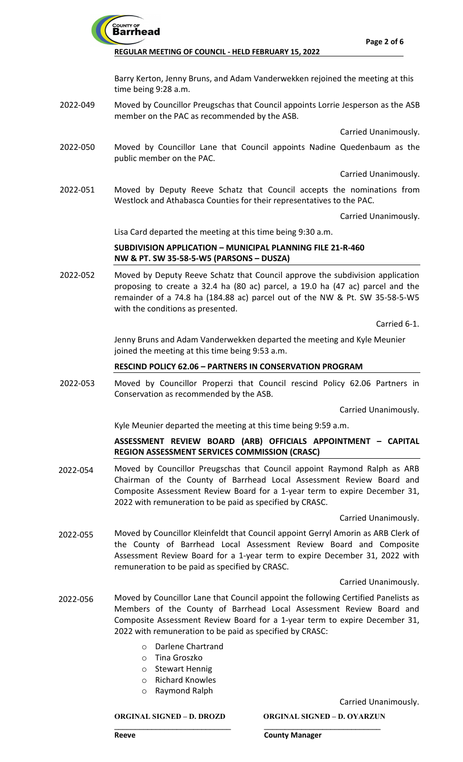Barry Kerton, Jenny Bruns, and Adam Vanderwekken rejoined the meeting at this time being 9:28 a.m.

2022-049 Moved by Councillor Preugschas that Council appoints Lorrie Jesperson as the ASB member on the PAC as recommended by the ASB.

Carried Unanimously.

2022-050 Moved by Councillor Lane that Council appoints Nadine Quedenbaum as the public member on the PAC.

Carried Unanimously.

2022-051 Moved by Deputy Reeve Schatz that Council accepts the nominations from Westlock and Athabasca Counties for their representatives to the PAC.

Carried Unanimously.

Lisa Card departed the meeting at this time being 9:30 a.m.

**SUBDIVISION APPLICATION – MUNICIPAL PLANNING FILE 21-R-460 NW & PT. SW 35-58-5-W5 (PARSONS – DUSZA)**

2022-052 Moved by Deputy Reeve Schatz that Council approve the subdivision application proposing to create a 32.4 ha (80 ac) parcel, a 19.0 ha (47 ac) parcel and the remainder of a 74.8 ha (184.88 ac) parcel out of the NW & Pt. SW 35-58-5-W5 with the conditions as presented.

Carried 6-1.

Jenny Bruns and Adam Vanderwekken departed the meeting and Kyle Meunier joined the meeting at this time being 9:53 a.m.

**RESCIND POLICY 62.06 – PARTNERS IN CONSERVATION PROGRAM**

2022-053 Moved by Councillor Properzi that Council rescind Policy 62.06 Partners in Conservation as recommended by the ASB.

Carried Unanimously.

Kyle Meunier departed the meeting at this time being 9:59 a.m.

**ASSESSMENT REVIEW BOARD (ARB) OFFICIALS APPOINTMENT – CAPITAL REGION ASSESSMENT SERVICES COMMISSION (CRASC)**

2022-054 Moved by Councillor Preugschas that Council appoint Raymond Ralph as ARB Chairman of the County of Barrhead Local Assessment Review Board and Composite Assessment Review Board for a 1-year term to expire December 31, 2022 with remuneration to be paid as specified by CRASC.

Carried Unanimously.

2022-055 Moved by Councillor Kleinfeldt that Council appoint Gerryl Amorin as ARB Clerk of the County of Barrhead Local Assessment Review Board and Composite Assessment Review Board for a 1-year term to expire December 31, 2022 with remuneration to be paid as specified by CRASC.

Carried Unanimously.

2022-056 Moved by Councillor Lane that Council appoint the following Certified Panelists as Members of the County of Barrhead Local Assessment Review Board and Composite Assessment Review Board for a 1-year term to expire December 31, 2022 with remuneration to be paid as specified by CRASC:

- Darlene Chartrand
- Tina Groszko
- Stewart Hennig
- Richard Knowles
- Raymond Ralph

Carried Unanimously.

**ORGINAL SIGNED – D. DROZD**
Reeve

**ORGINAL SIGNED – D. OYARZUN**
County Manager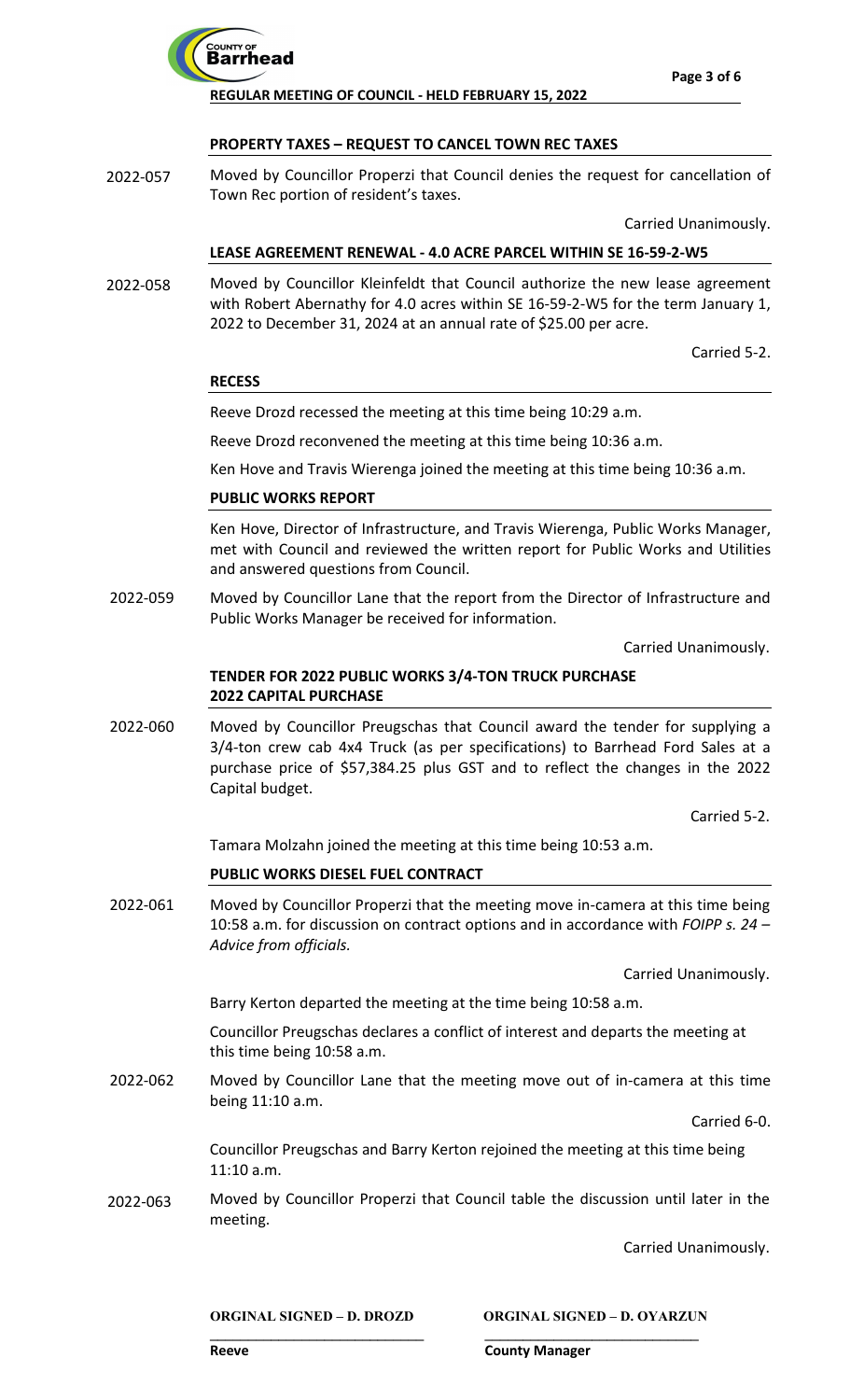### PROPERTY TAXES – REQUEST TO CANCEL TOWN REC TAXES

2022-057 Moved by Councillor Properzi that Council denies the request for cancellation of Town Rec portion of resident's taxes.

Carried Unanimously.

### LEASE AGREEMENT RENEWAL - 4.0 ACRE PARCEL WITHIN SE 16-59-2-W5

2022-058 Moved by Councillor Kleinfeldt that Council authorize the new lease agreement with Robert Abernathy for 4.0 acres within SE 16-59-2-W5 for the term January 1, 2022 to December 31, 2024 at an annual rate of $25.00 per acre.

Carried 5-2.

### RECESS

Reeve Drozd recessed the meeting at this time being 10:29 a.m.

Reeve Drozd reconvened the meeting at this time being 10:36 a.m.

Ken Hove and Travis Wierenga joined the meeting at this time being 10:36 a.m.

### PUBLIC WORKS REPORT

Ken Hove, Director of Infrastructure, and Travis Wierenga, Public Works Manager, met with Council and reviewed the written report for Public Works and Utilities and answered questions from Council.

2022-059 Moved by Councillor Lane that the report from the Director of Infrastructure and Public Works Manager be received for information.

Carried Unanimously.

### TENDER FOR 2022 PUBLIC WORKS 3/4-TON TRUCK PURCHASE 2022 CAPITAL PURCHASE

2022-060 Moved by Councillor Preugschas that Council award the tender for supplying a 3/4-ton crew cab 4x4 Truck (as per specifications) to Barrhead Ford Sales at a purchase price of $57,384.25 plus GST and to reflect the changes in the 2022 Capital budget.

Carried 5-2.

Tamara Molzahn joined the meeting at this time being 10:53 a.m.

### PUBLIC WORKS DIESEL FUEL CONTRACT

2022-061 Moved by Councillor Properzi that the meeting move in-camera at this time being 10:58 a.m. for discussion on contract options and in accordance with *FOIPP s. 24 – Advice from officials.*

Carried Unanimously.

Barry Kerton departed the meeting at the time being 10:58 a.m.

Councillor Preugschas declares a conflict of interest and departs the meeting at this time being 10:58 a.m.

2022-062 Moved by Councillor Lane that the meeting move out of in-camera at this time being 11:10 a.m.

Carried 6-0.

Councillor Preugschas and Barry Kerton rejoined the meeting at this time being 11:10 a.m.

2022-063 Moved by Councillor Properzi that Council table the discussion until later in the meeting.

Carried Unanimously.

ORGINAL SIGNED – D. DROZD
Reeve

ORGINAL SIGNED – D. OYARZUN
County Manager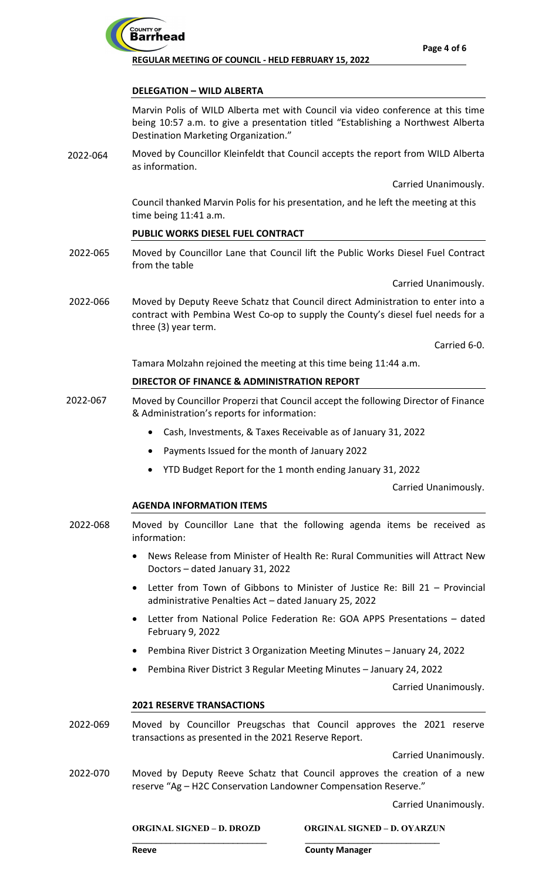## DELEGATION – WILD ALBERTA

Marvin Polis of WILD Alberta met with Council via video conference at this time being 10:57 a.m. to give a presentation titled "Establishing a Northwest Alberta Destination Marketing Organization."

2022-064 Moved by Councillor Kleinfeldt that Council accepts the report from WILD Alberta as information.

Carried Unanimously.

Council thanked Marvin Polis for his presentation, and he left the meeting at this time being 11:41 a.m.

## PUBLIC WORKS DIESEL FUEL CONTRACT

2022-065 Moved by Councillor Lane that Council lift the Public Works Diesel Fuel Contract from the table

Carried Unanimously.

2022-066 Moved by Deputy Reeve Schatz that Council direct Administration to enter into a contract with Pembina West Co-op to supply the County's diesel fuel needs for a three (3) year term.

Carried 6-0.

Tamara Molzahn rejoined the meeting at this time being 11:44 a.m.

## DIRECTOR OF FINANCE & ADMINISTRATION REPORT

2022-067 Moved by Councillor Properzi that Council accept the following Director of Finance & Administration's reports for information:

- Cash, Investments, & Taxes Receivable as of January 31, 2022
- Payments Issued for the month of January 2022
- YTD Budget Report for the 1 month ending January 31, 2022

Carried Unanimously.

## AGENDA INFORMATION ITEMS

2022-068 Moved by Councillor Lane that the following agenda items be received as information:

- News Release from Minister of Health Re: Rural Communities will Attract New Doctors – dated January 31, 2022
- Letter from Town of Gibbons to Minister of Justice Re: Bill 21 – Provincial administrative Penalties Act – dated January 25, 2022
- Letter from National Police Federation Re: GOA APPS Presentations – dated February 9, 2022
- Pembina River District 3 Organization Meeting Minutes – January 24, 2022
- Pembina River District 3 Regular Meeting Minutes – January 24, 2022

Carried Unanimously.

## 2021 RESERVE TRANSACTIONS

2022-069 Moved by Councillor Preugschas that Council approves the 2021 reserve transactions as presented in the 2021 Reserve Report.

Carried Unanimously.

2022-070 Moved by Deputy Reeve Schatz that Council approves the creation of a new reserve "Ag – H2C Conservation Landowner Compensation Reserve."

Carried Unanimously.

| ORGINAL SIGNED – D. DROZD | ORGINAL SIGNED – D. OYARZUN |
|---|---|
| Reeve | County Manager |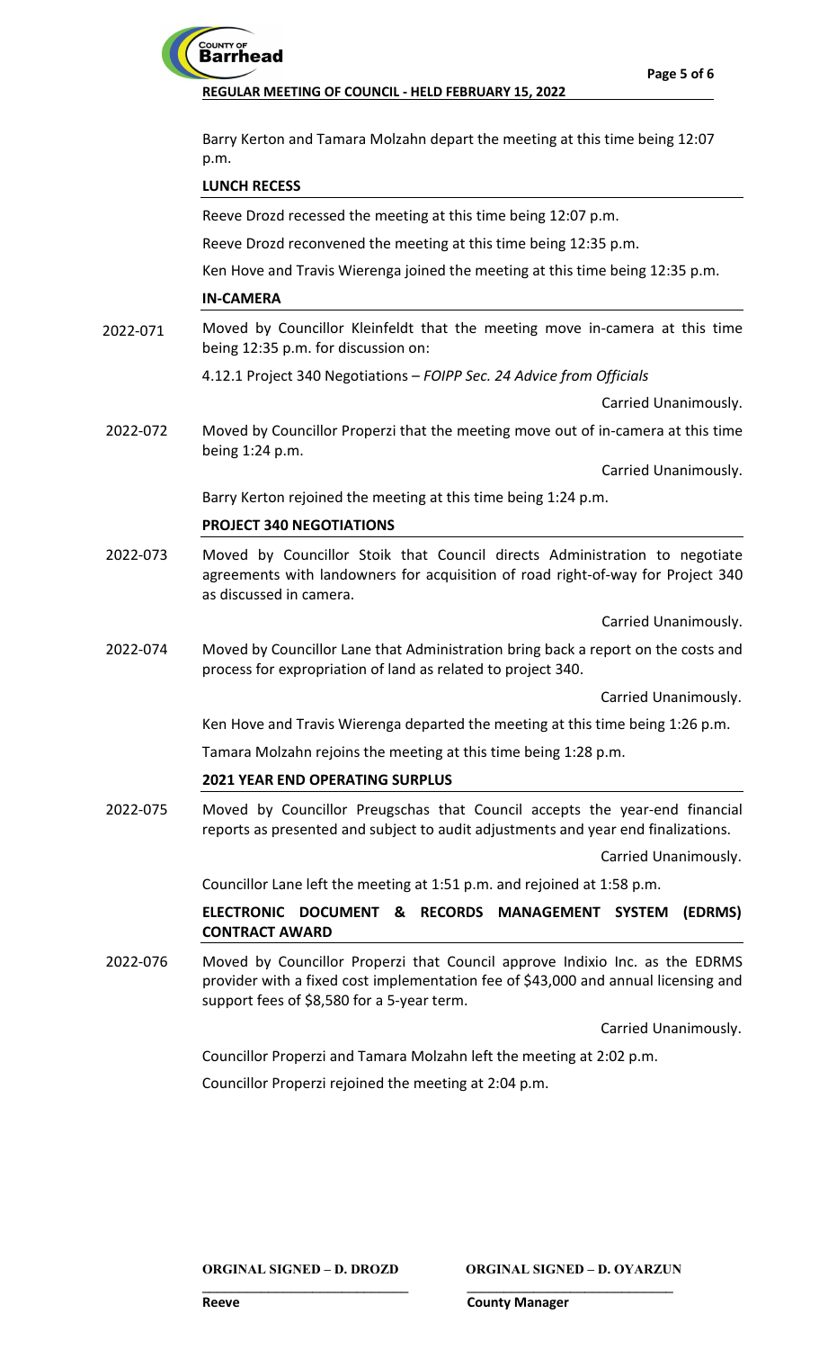Barry Kerton and Tamara Molzahn depart the meeting at this time being 12:07 p.m.

## LUNCH RECESS

Reeve Drozd recessed the meeting at this time being 12:07 p.m.

Reeve Drozd reconvened the meeting at this time being 12:35 p.m.

Ken Hove and Travis Wierenga joined the meeting at this time being 12:35 p.m.

## IN-CAMERA

2022-071 Moved by Councillor Kleinfeldt that the meeting move in-camera at this time being 12:35 p.m. for discussion on:

4.12.1 Project 340 Negotiations – *FOIPP Sec. 24 Advice from Officials*

Carried Unanimously.

2022-072 Moved by Councillor Properzi that the meeting move out of in-camera at this time being 1:24 p.m.

Carried Unanimously.

Barry Kerton rejoined the meeting at this time being 1:24 p.m.

## PROJECT 340 NEGOTIATIONS

2022-073 Moved by Councillor Stoik that Council directs Administration to negotiate agreements with landowners for acquisition of road right-of-way for Project 340 as discussed in camera.

Carried Unanimously.

2022-074 Moved by Councillor Lane that Administration bring back a report on the costs and process for expropriation of land as related to project 340.

Carried Unanimously.

Ken Hove and Travis Wierenga departed the meeting at this time being 1:26 p.m.

Tamara Molzahn rejoins the meeting at this time being 1:28 p.m.

## 2021 YEAR END OPERATING SURPLUS

2022-075 Moved by Councillor Preugschas that Council accepts the year-end financial reports as presented and subject to audit adjustments and year end finalizations.

Carried Unanimously.

Councillor Lane left the meeting at 1:51 p.m. and rejoined at 1:58 p.m.

## ELECTRONIC DOCUMENT & RECORDS MANAGEMENT SYSTEM (EDRMS) CONTRACT AWARD

2022-076 Moved by Councillor Properzi that Council approve Indixio Inc. as the EDRMS provider with a fixed cost implementation fee of $43,000 and annual licensing and support fees of $8,580 for a 5-year term.

Carried Unanimously.

Councillor Properzi and Tamara Molzahn left the meeting at 2:02 p.m.

Councillor Properzi rejoined the meeting at 2:04 p.m.

**ORGINAL SIGNED – D. DROZD**
**Reeve**

**ORGINAL SIGNED – D. OYARZUN**
**County Manager**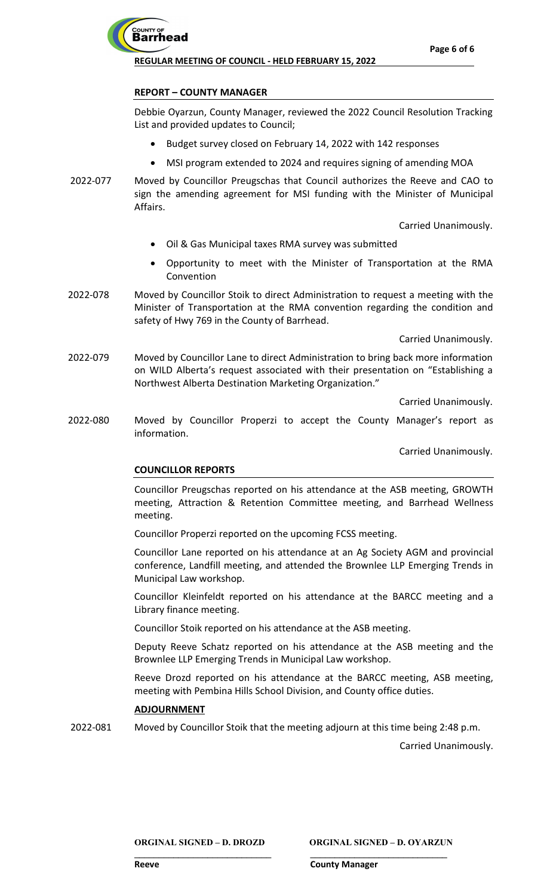### REPORT – COUNTY MANAGER

Debbie Oyarzun, County Manager, reviewed the 2022 Council Resolution Tracking List and provided updates to Council;

- Budget survey closed on February 14, 2022 with 142 responses
- MSI program extended to 2024 and requires signing of amending MOA

2022-077 Moved by Councillor Preugschas that Council authorizes the Reeve and CAO to sign the amending agreement for MSI funding with the Minister of Municipal Affairs.

Carried Unanimously.

- Oil & Gas Municipal taxes RMA survey was submitted
- Opportunity to meet with the Minister of Transportation at the RMA Convention

2022-078 Moved by Councillor Stoik to direct Administration to request a meeting with the Minister of Transportation at the RMA convention regarding the condition and safety of Hwy 769 in the County of Barrhead.

Carried Unanimously.

2022-079 Moved by Councillor Lane to direct Administration to bring back more information on WILD Alberta's request associated with their presentation on "Establishing a Northwest Alberta Destination Marketing Organization."

Carried Unanimously.

2022-080 Moved by Councillor Properzi to accept the County Manager's report as information.

Carried Unanimously.

### COUNCILLOR REPORTS

Councillor Preugschas reported on his attendance at the ASB meeting, GROWTH meeting, Attraction & Retention Committee meeting, and Barrhead Wellness meeting.

Councillor Properzi reported on the upcoming FCSS meeting.

Councillor Lane reported on his attendance at an Ag Society AGM and provincial conference, Landfill meeting, and attended the Brownlee LLP Emerging Trends in Municipal Law workshop.

Councillor Kleinfeldt reported on his attendance at the BARCC meeting and a Library finance meeting.

Councillor Stoik reported on his attendance at the ASB meeting.

Deputy Reeve Schatz reported on his attendance at the ASB meeting and the Brownlee LLP Emerging Trends in Municipal Law workshop.

Reeve Drozd reported on his attendance at the BARCC meeting, ASB meeting, meeting with Pembina Hills School Division, and County office duties.

### ADJOURNMENT

2022-081 Moved by Councillor Stoik that the meeting adjourn at this time being 2:48 p.m.

Carried Unanimously.

| | |
|---|---|
| **ORGINAL SIGNED – D. DROZD** | **ORGINAL SIGNED – D. OYARZUN** |
| **Reeve** | **County Manager** |